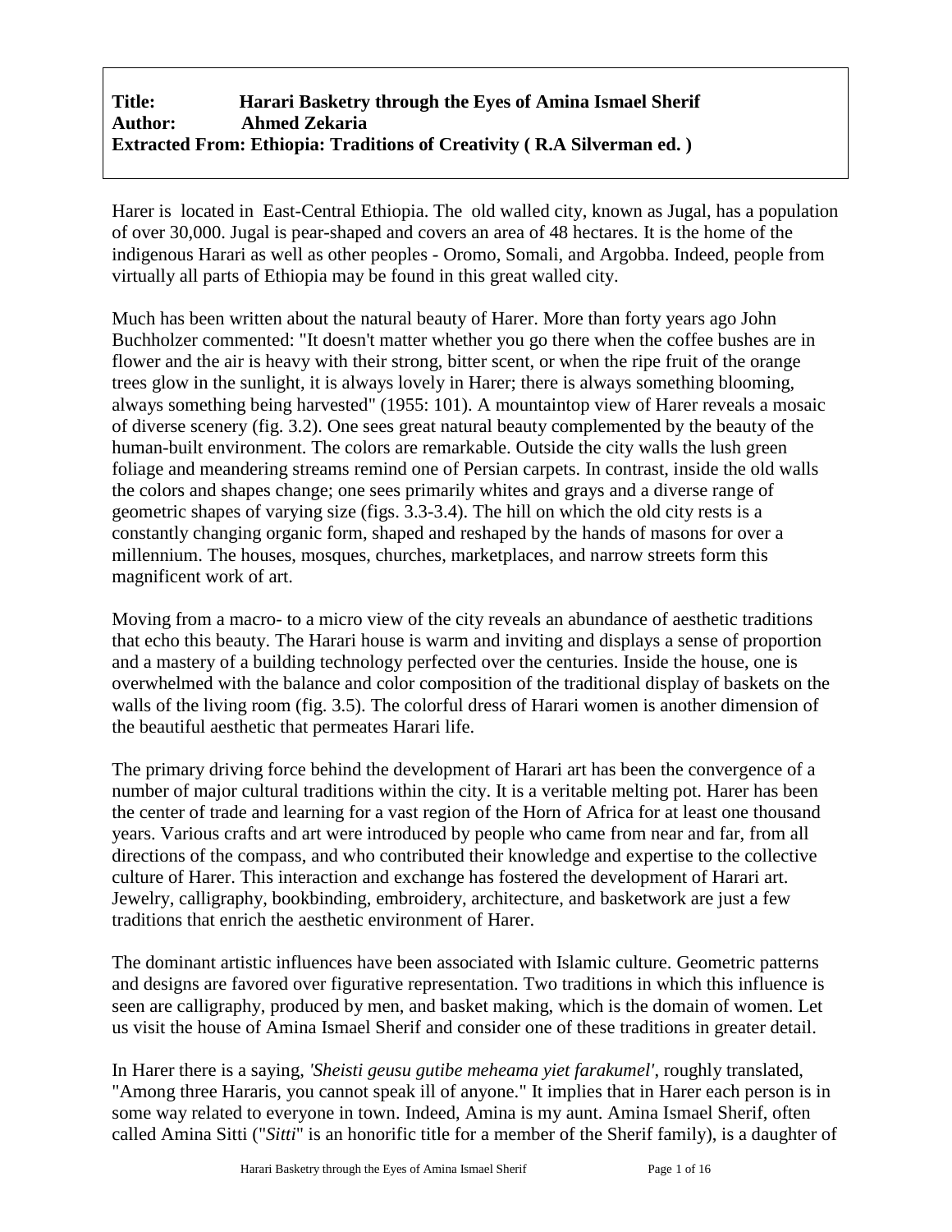**Title:** **Harari Basketry through the Eyes of Amina Ismael Sherif**
**Author:** **Ahmed Zekaria**
**Extracted From: Ethiopia: Traditions of Creativity ( R.A Silverman ed. )**

Harer is located in East-Central Ethiopia. The old walled city, known as Jugal, has a population of over 30,000. Jugal is pear-shaped and covers an area of 48 hectares. It is the home of the indigenous Harari as well as other peoples - Oromo, Somali, and Argobba. Indeed, people from virtually all parts of Ethiopia may be found in this great walled city.

Much has been written about the natural beauty of Harer. More than forty years ago John Buchholzer commented: "It doesn't matter whether you go there when the coffee bushes are in flower and the air is heavy with their strong, bitter scent, or when the ripe fruit of the orange trees glow in the sunlight, it is always lovely in Harer; there is always something blooming, always something being harvested" (1955: 101). A mountaintop view of Harer reveals a mosaic of diverse scenery (fig. 3.2). One sees great natural beauty complemented by the beauty of the human-built environment. The colors are remarkable. Outside the city walls the lush green foliage and meandering streams remind one of Persian carpets. In contrast, inside the old walls the colors and shapes change; one sees primarily whites and grays and a diverse range of geometric shapes of varying size (figs. 3.3-3.4). The hill on which the old city rests is a constantly changing organic form, shaped and reshaped by the hands of masons for over a millennium. The houses, mosques, churches, marketplaces, and narrow streets form this magnificent work of art.

Moving from a macro- to a micro view of the city reveals an abundance of aesthetic traditions that echo this beauty. The Harari house is warm and inviting and displays a sense of proportion and a mastery of a building technology perfected over the centuries. Inside the house, one is overwhelmed with the balance and color composition of the traditional display of baskets on the walls of the living room (fig. 3.5). The colorful dress of Harari women is another dimension of the beautiful aesthetic that permeates Harari life.

The primary driving force behind the development of Harari art has been the convergence of a number of major cultural traditions within the city. It is a veritable melting pot. Harer has been the center of trade and learning for a vast region of the Horn of Africa for at least one thousand years. Various crafts and art were introduced by people who came from near and far, from all directions of the compass, and who contributed their knowledge and expertise to the collective culture of Harer. This interaction and exchange has fostered the development of Harari art. Jewelry, calligraphy, bookbinding, embroidery, architecture, and basketwork are just a few traditions that enrich the aesthetic environment of Harer.

The dominant artistic influences have been associated with Islamic culture. Geometric patterns and designs are favored over figurative representation. Two traditions in which this influence is seen are calligraphy, produced by men, and basket making, which is the domain of women. Let us visit the house of Amina Ismael Sherif and consider one of these traditions in greater detail.

In Harer there is a saying, *'Sheisti geusu gutibe meheama yiet farakumel'*, roughly translated, "Among three Hararis, you cannot speak ill of anyone." It implies that in Harer each person is in some way related to everyone in town. Indeed, Amina is my aunt. Amina Ismael Sherif, often called Amina Sitti ("*Sitti*" is an honorific title for a member of the Sherif family), is a daughter of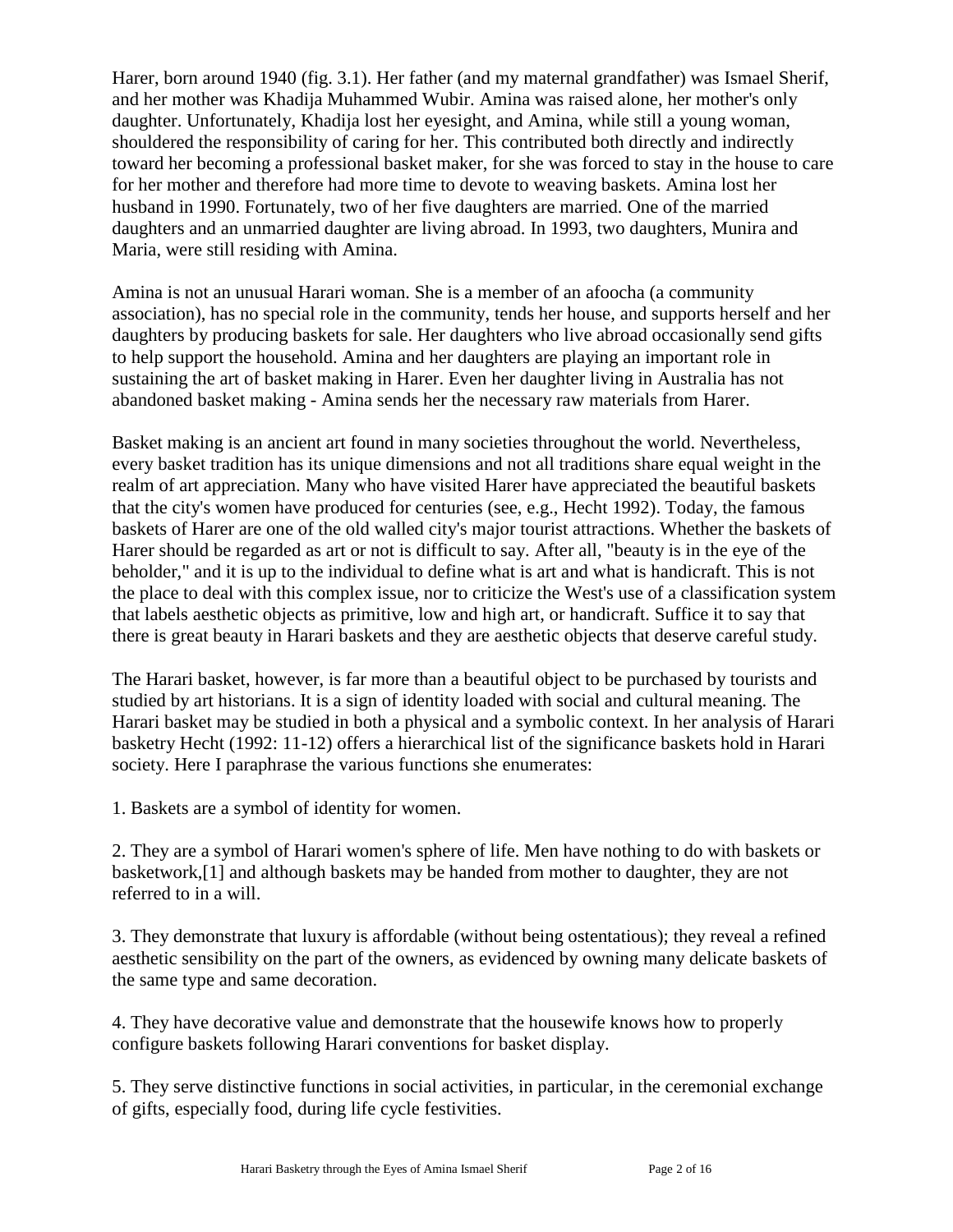Harer, born around 1940 (fig. 3.1). Her father (and my maternal grandfather) was Ismael Sherif, and her mother was Khadija Muhammed Wubir. Amina was raised alone, her mother's only daughter. Unfortunately, Khadija lost her eyesight, and Amina, while still a young woman, shouldered the responsibility of caring for her. This contributed both directly and indirectly toward her becoming a professional basket maker, for she was forced to stay in the house to care for her mother and therefore had more time to devote to weaving baskets. Amina lost her husband in 1990. Fortunately, two of her five daughters are married. One of the married daughters and an unmarried daughter are living abroad. In 1993, two daughters, Munira and Maria, were still residing with Amina.

Amina is not an unusual Harari woman. She is a member of an afoocha (a community association), has no special role in the community, tends her house, and supports herself and her daughters by producing baskets for sale. Her daughters who live abroad occasionally send gifts to help support the household. Amina and her daughters are playing an important role in sustaining the art of basket making in Harer. Even her daughter living in Australia has not abandoned basket making - Amina sends her the necessary raw materials from Harer.

Basket making is an ancient art found in many societies throughout the world. Nevertheless, every basket tradition has its unique dimensions and not all traditions share equal weight in the realm of art appreciation. Many who have visited Harer have appreciated the beautiful baskets that the city's women have produced for centuries (see, e.g., Hecht 1992). Today, the famous baskets of Harer are one of the old walled city's major tourist attractions. Whether the baskets of Harer should be regarded as art or not is difficult to say. After all, "beauty is in the eye of the beholder," and it is up to the individual to define what is art and what is handicraft. This is not the place to deal with this complex issue, nor to criticize the West's use of a classification system that labels aesthetic objects as primitive, low and high art, or handicraft. Suffice it to say that there is great beauty in Harari baskets and they are aesthetic objects that deserve careful study.

The Harari basket, however, is far more than a beautiful object to be purchased by tourists and studied by art historians. It is a sign of identity loaded with social and cultural meaning. The Harari basket may be studied in both a physical and a symbolic context. In her analysis of Harari basketry Hecht (1992: 11-12) offers a hierarchical list of the significance baskets hold in Harari society. Here I paraphrase the various functions she enumerates:

1. Baskets are a symbol of identity for women.

2. They are a symbol of Harari women's sphere of life. Men have nothing to do with baskets or basketwork,[1] and although baskets may be handed from mother to daughter, they are not referred to in a will.

3. They demonstrate that luxury is affordable (without being ostentatious); they reveal a refined aesthetic sensibility on the part of the owners, as evidenced by owning many delicate baskets of the same type and same decoration.

4. They have decorative value and demonstrate that the housewife knows how to properly configure baskets following Harari conventions for basket display.

5. They serve distinctive functions in social activities, in particular, in the ceremonial exchange of gifts, especially food, during life cycle festivities.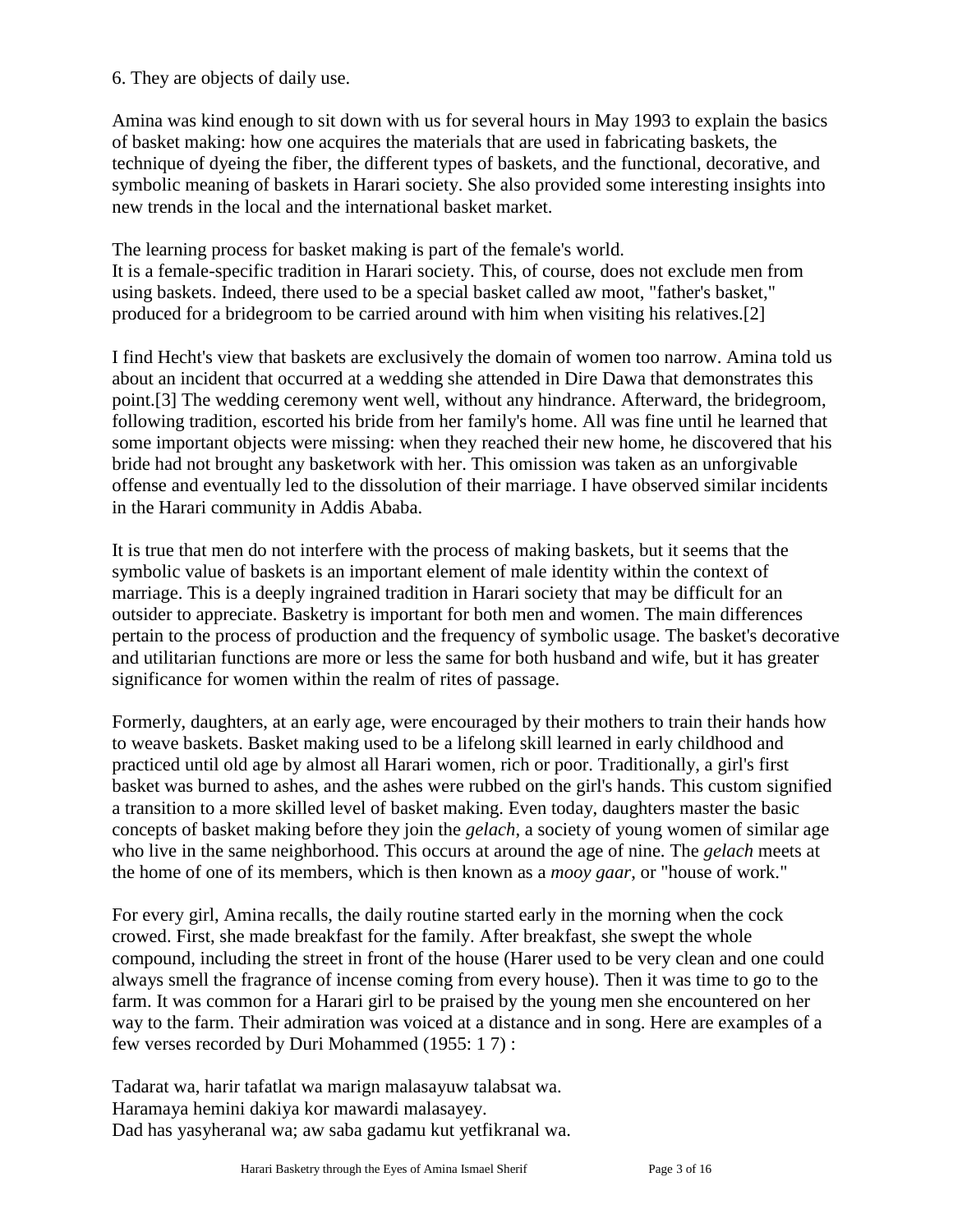6. They are objects of daily use.

Amina was kind enough to sit down with us for several hours in May 1993 to explain the basics of basket making: how one acquires the materials that are used in fabricating baskets, the technique of dyeing the fiber, the different types of baskets, and the functional, decorative, and symbolic meaning of baskets in Harari society. She also provided some interesting insights into new trends in the local and the international basket market.

The learning process for basket making is part of the female's world.
It is a female-specific tradition in Harari society. This, of course, does not exclude men from using baskets. Indeed, there used to be a special basket called aw moot, "father's basket," produced for a bridegroom to be carried around with him when visiting his relatives.[2]

I find Hecht's view that baskets are exclusively the domain of women too narrow. Amina told us about an incident that occurred at a wedding she attended in Dire Dawa that demonstrates this point.[3] The wedding ceremony went well, without any hindrance. Afterward, the bridegroom, following tradition, escorted his bride from her family's home. All was fine until he learned that some important objects were missing: when they reached their new home, he discovered that his bride had not brought any basketwork with her. This omission was taken as an unforgivable offense and eventually led to the dissolution of their marriage. I have observed similar incidents in the Harari community in Addis Ababa.

It is true that men do not interfere with the process of making baskets, but it seems that the symbolic value of baskets is an important element of male identity within the context of marriage. This is a deeply ingrained tradition in Harari society that may be difficult for an outsider to appreciate. Basketry is important for both men and women. The main differences pertain to the process of production and the frequency of symbolic usage. The basket's decorative and utilitarian functions are more or less the same for both husband and wife, but it has greater significance for women within the realm of rites of passage.

Formerly, daughters, at an early age, were encouraged by their mothers to train their hands how to weave baskets. Basket making used to be a lifelong skill learned in early childhood and practiced until old age by almost all Harari women, rich or poor. Traditionally, a girl's first basket was burned to ashes, and the ashes were rubbed on the girl's hands. This custom signified a transition to a more skilled level of basket making. Even today, daughters master the basic concepts of basket making before they join the *gelach*, a society of young women of similar age who live in the same neighborhood. This occurs at around the age of nine. The *gelach* meets at the home of one of its members, which is then known as a *mooy gaar*, or "house of work."

For every girl, Amina recalls, the daily routine started early in the morning when the cock crowed. First, she made breakfast for the family. After breakfast, she swept the whole compound, including the street in front of the house (Harer used to be very clean and one could always smell the fragrance of incense coming from every house). Then it was time to go to the farm. It was common for a Harari girl to be praised by the young men she encountered on her way to the farm. Their admiration was voiced at a distance and in song. Here are examples of a few verses recorded by Duri Mohammed (1955: 1 7) :

Tadarat wa, harir tafatlat wa marign malasayuw talabsat wa.
Haramaya hemini dakiya kor mawardi malasayey.
Dad has yasyheranal wa; aw saba gadamu kut yetfikranal wa.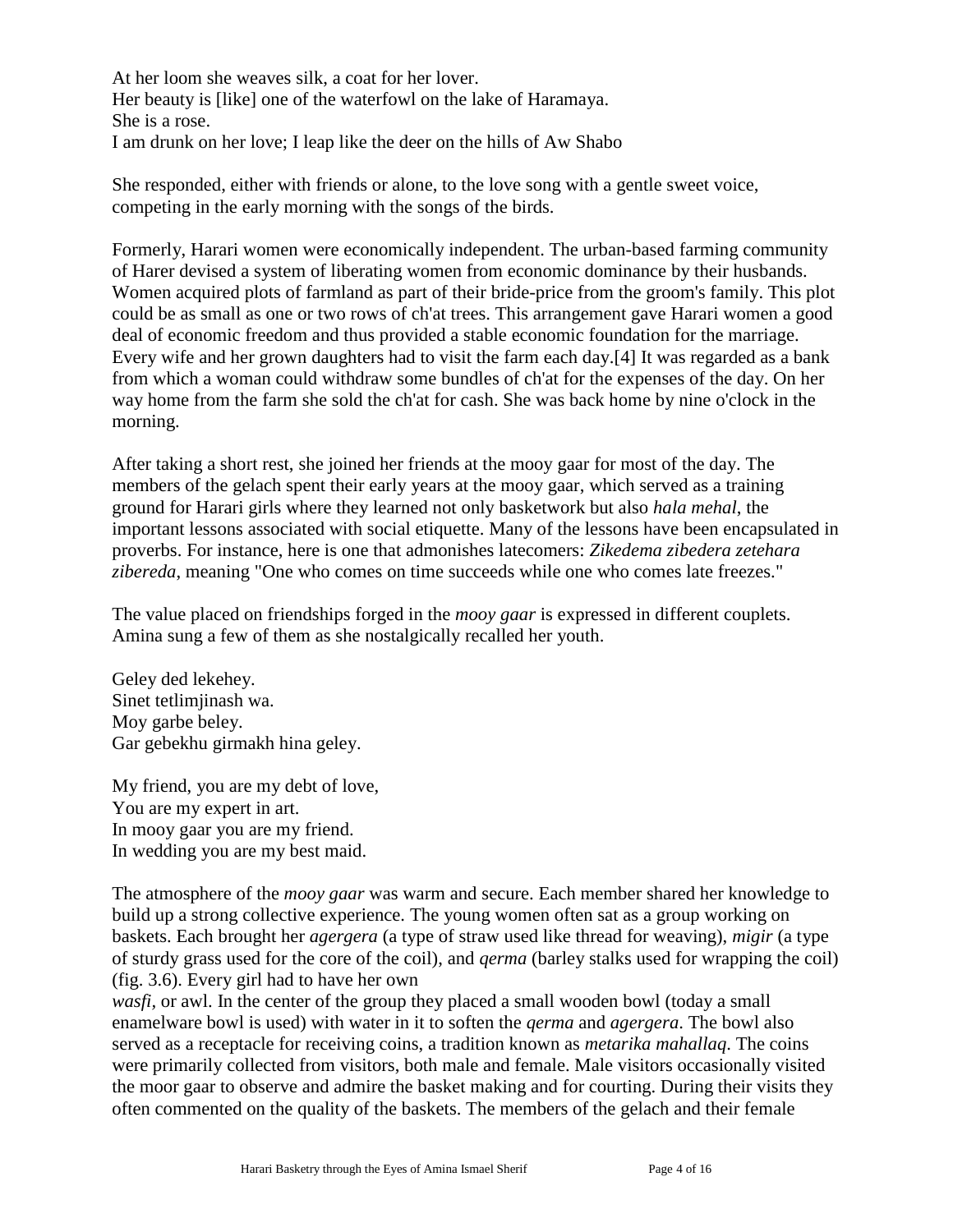At her loom she weaves silk, a coat for her lover.
Her beauty is [like] one of the waterfowl on the lake of Haramaya.
She is a rose.
I am drunk on her love; I leap like the deer on the hills of Aw Shabo

She responded, either with friends or alone, to the love song with a gentle sweet voice, competing in the early morning with the songs of the birds.

Formerly, Harari women were economically independent. The urban-based farming community of Harer devised a system of liberating women from economic dominance by their husbands. Women acquired plots of farmland as part of their bride-price from the groom's family. This plot could be as small as one or two rows of ch'at trees. This arrangement gave Harari women a good deal of economic freedom and thus provided a stable economic foundation for the marriage. Every wife and her grown daughters had to visit the farm each day.[4] It was regarded as a bank from which a woman could withdraw some bundles of ch'at for the expenses of the day. On her way home from the farm she sold the ch'at for cash. She was back home by nine o'clock in the morning.

After taking a short rest, she joined her friends at the mooy gaar for most of the day. The members of the gelach spent their early years at the mooy gaar, which served as a training ground for Harari girls where they learned not only basketwork but also *hala mehal*, the important lessons associated with social etiquette. Many of the lessons have been encapsulated in proverbs. For instance, here is one that admonishes latecomers: *Zikedema zibedera zetehara zibereda*, meaning "One who comes on time succeeds while one who comes late freezes."

The value placed on friendships forged in the *mooy gaar* is expressed in different couplets. Amina sung a few of them as she nostalgically recalled her youth.

Geley ded lekehey.
Sinet tetlimjinash wa.
Moy garbe beley.
Gar gebekhu girmakh hina geley.

My friend, you are my debt of love,
You are my expert in art.
In mooy gaar you are my friend.
In wedding you are my best maid.

The atmosphere of the *mooy gaar* was warm and secure. Each member shared her knowledge to build up a strong collective experience. The young women often sat as a group working on baskets. Each brought her *agergera* (a type of straw used like thread for weaving), *migir* (a type of sturdy grass used for the core of the coil), and *qerma* (barley stalks used for wrapping the coil) (fig. 3.6). Every girl had to have her own *wasfi*, or awl. In the center of the group they placed a small wooden bowl (today a small enamelware bowl is used) with water in it to soften the *qerma* and *agergera*. The bowl also served as a receptacle for receiving coins, a tradition known as *metarika mahallaq*. The coins were primarily collected from visitors, both male and female. Male visitors occasionally visited the moor gaar to observe and admire the basket making and for courting. During their visits they often commented on the quality of the baskets. The members of the gelach and their female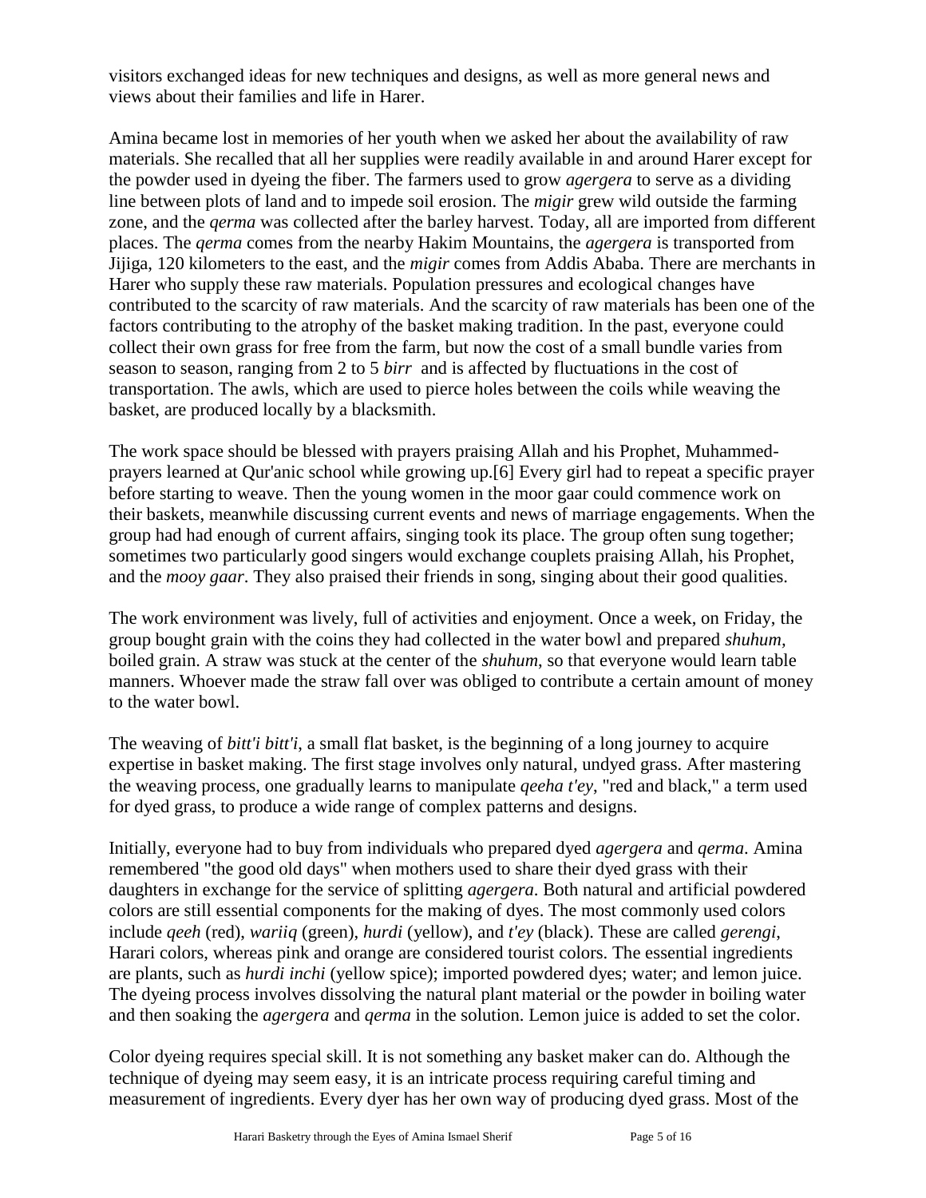visitors exchanged ideas for new techniques and designs, as well as more general news and views about their families and life in Harer.

Amina became lost in memories of her youth when we asked her about the availability of raw materials. She recalled that all her supplies were readily available in and around Harer except for the powder used in dyeing the fiber. The farmers used to grow *agergera* to serve as a dividing line between plots of land and to impede soil erosion. The *migir* grew wild outside the farming zone, and the *qerma* was collected after the barley harvest. Today, all are imported from different places. The *qerma* comes from the nearby Hakim Mountains, the *agergera* is transported from Jijiga, 120 kilometers to the east, and the *migir* comes from Addis Ababa. There are merchants in Harer who supply these raw materials. Population pressures and ecological changes have contributed to the scarcity of raw materials. And the scarcity of raw materials has been one of the factors contributing to the atrophy of the basket making tradition. In the past, everyone could collect their own grass for free from the farm, but now the cost of a small bundle varies from season to season, ranging from 2 to 5 *birr* and is affected by fluctuations in the cost of transportation. The awls, which are used to pierce holes between the coils while weaving the basket, are produced locally by a blacksmith.

The work space should be blessed with prayers praising Allah and his Prophet, Muhammed- prayers learned at Qur'anic school while growing up.[6] Every girl had to repeat a specific prayer before starting to weave. Then the young women in the moor gaar could commence work on their baskets, meanwhile discussing current events and news of marriage engagements. When the group had had enough of current affairs, singing took its place. The group often sung together; sometimes two particularly good singers would exchange couplets praising Allah, his Prophet, and the *mooy gaar*. They also praised their friends in song, singing about their good qualities.

The work environment was lively, full of activities and enjoyment. Once a week, on Friday, the group bought grain with the coins they had collected in the water bowl and prepared *shuhum*, boiled grain. A straw was stuck at the center of the *shuhum*, so that everyone would learn table manners. Whoever made the straw fall over was obliged to contribute a certain amount of money to the water bowl.

The weaving of *bitt'i bitt'i*, a small flat basket, is the beginning of a long journey to acquire expertise in basket making. The first stage involves only natural, undyed grass. After mastering the weaving process, one gradually learns to manipulate *qeeha t'ey*, "red and black," a term used for dyed grass, to produce a wide range of complex patterns and designs.

Initially, everyone had to buy from individuals who prepared dyed *agergera* and *qerma*. Amina remembered "the good old days" when mothers used to share their dyed grass with their daughters in exchange for the service of splitting *agergera*. Both natural and artificial powdered colors are still essential components for the making of dyes. The most commonly used colors include *qeeh* (red), *wariiq* (green), *hurdi* (yellow), and *t'ey* (black). These are called *gerengi*, Harari colors, whereas pink and orange are considered tourist colors. The essential ingredients are plants, such as *hurdi inchi* (yellow spice); imported powdered dyes; water; and lemon juice. The dyeing process involves dissolving the natural plant material or the powder in boiling water and then soaking the *agergera* and *qerma* in the solution. Lemon juice is added to set the color.

Color dyeing requires special skill. It is not something any basket maker can do. Although the technique of dyeing may seem easy, it is an intricate process requiring careful timing and measurement of ingredients. Every dyer has her own way of producing dyed grass. Most of the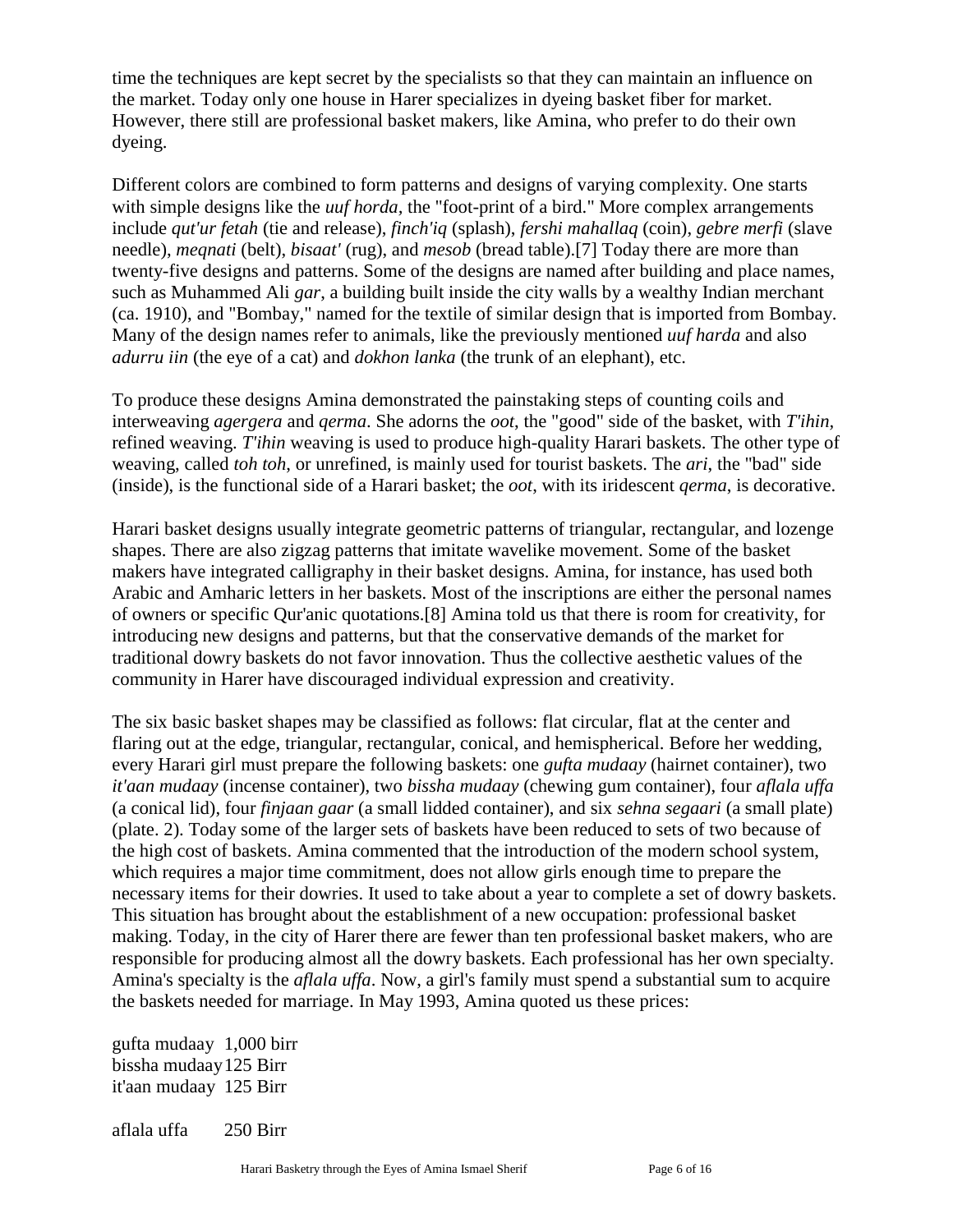time the techniques are kept secret by the specialists so that they can maintain an influence on the market. Today only one house in Harer specializes in dyeing basket fiber for market. However, there still are professional basket makers, like Amina, who prefer to do their own dyeing.

Different colors are combined to form patterns and designs of varying complexity. One starts with simple designs like the *uuf horda*, the "foot-print of a bird." More complex arrangements include *qut'ur fetah* (tie and release), *finch'iq* (splash), *fershi mahallaq* (coin), *gebre merfi* (slave needle), *meqnati* (belt), *bisaat'* (rug), and *mesob* (bread table).[7] Today there are more than twenty-five designs and patterns. Some of the designs are named after building and place names, such as Muhammed Ali *gar*, a building built inside the city walls by a wealthy Indian merchant (ca. 1910), and "Bombay," named for the textile of similar design that is imported from Bombay. Many of the design names refer to animals, like the previously mentioned *uuf harda* and also *adurru iin* (the eye of a cat) and *dokhon lanka* (the trunk of an elephant), etc.

To produce these designs Amina demonstrated the painstaking steps of counting coils and interweaving *agergera* and *qerma*. She adorns the *oot*, the "good" side of the basket, with *T'ihin*, refined weaving. *T'ihin* weaving is used to produce high-quality Harari baskets. The other type of weaving, called *toh toh*, or unrefined, is mainly used for tourist baskets. The *ari*, the "bad" side (inside), is the functional side of a Harari basket; the *oot*, with its iridescent *qerma*, is decorative.

Harari basket designs usually integrate geometric patterns of triangular, rectangular, and lozenge shapes. There are also zigzag patterns that imitate wavelike movement. Some of the basket makers have integrated calligraphy in their basket designs. Amina, for instance, has used both Arabic and Amharic letters in her baskets. Most of the inscriptions are either the personal names of owners or specific Qur'anic quotations.[8] Amina told us that there is room for creativity, for introducing new designs and patterns, but that the conservative demands of the market for traditional dowry baskets do not favor innovation. Thus the collective aesthetic values of the community in Harer have discouraged individual expression and creativity.

The six basic basket shapes may be classified as follows: flat circular, flat at the center and flaring out at the edge, triangular, rectangular, conical, and hemispherical. Before her wedding, every Harari girl must prepare the following baskets: one *gufta mudaay* (hairnet container), two *it'aan mudaay* (incense container), two *bissha mudaay* (chewing gum container), four *aflala uffa* (a conical lid), four *finjaan gaar* (a small lidded container), and six *sehna segaari* (a small plate) (plate. 2). Today some of the larger sets of baskets have been reduced to sets of two because of the high cost of baskets. Amina commented that the introduction of the modern school system, which requires a major time commitment, does not allow girls enough time to prepare the necessary items for their dowries. It used to take about a year to complete a set of dowry baskets. This situation has brought about the establishment of a new occupation: professional basket making. Today, in the city of Harer there are fewer than ten professional basket makers, who are responsible for producing almost all the dowry baskets. Each professional has her own specialty. Amina's specialty is the *aflala uffa*. Now, a girl's family must spend a substantial sum to acquire the baskets needed for marriage. In May 1993, Amina quoted us these prices:

| | |
|---|---|
| gufta mudaay | 1,000 birr |
| bissha mudaay | 125 Birr |
| it'aan mudaay | 125 Birr |
| aflala uffa | 250 Birr |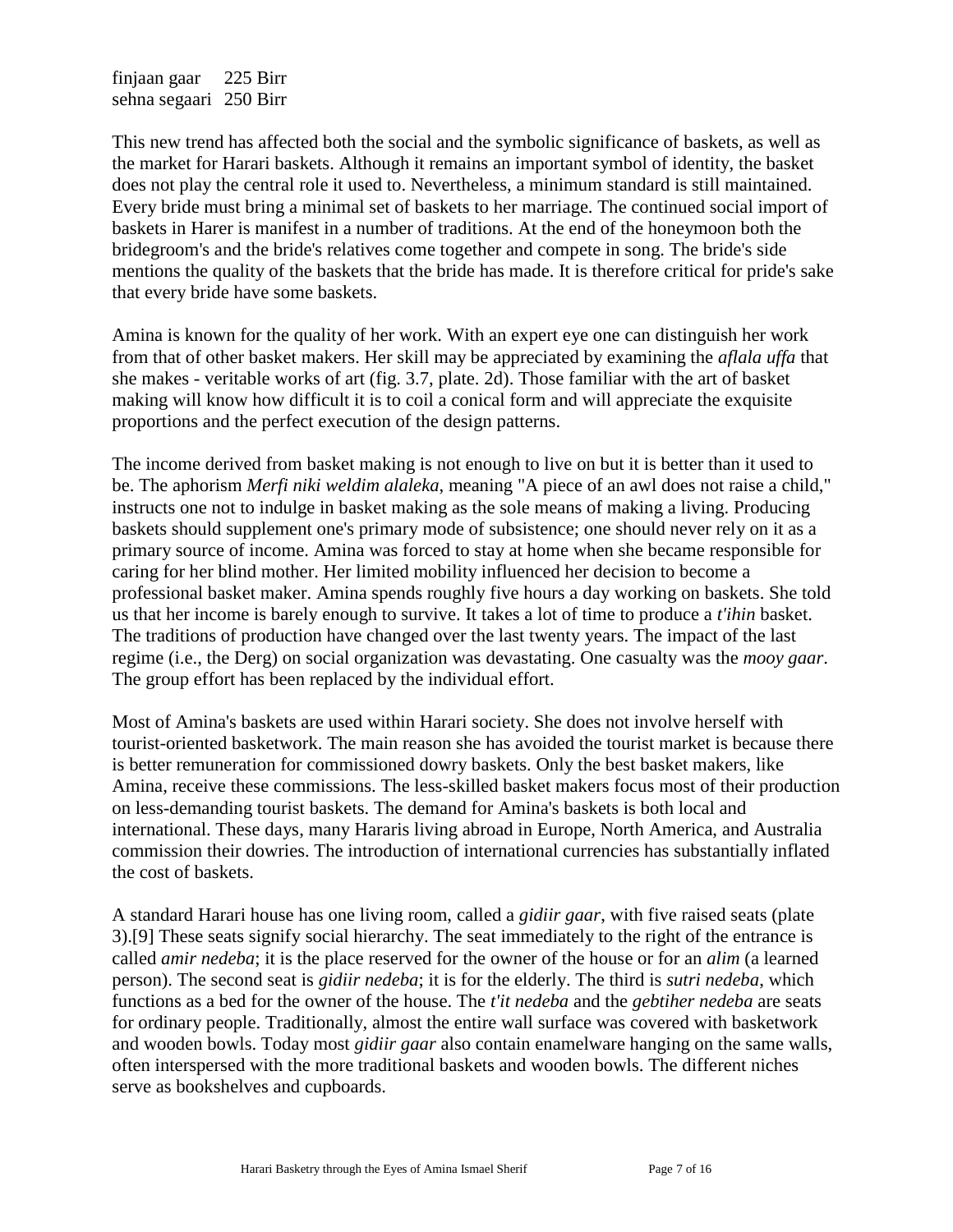finjaan gaar 225 Birr
sehna segaari 250 Birr

This new trend has affected both the social and the symbolic significance of baskets, as well as the market for Harari baskets. Although it remains an important symbol of identity, the basket does not play the central role it used to. Nevertheless, a minimum standard is still maintained. Every bride must bring a minimal set of baskets to her marriage. The continued social import of baskets in Harer is manifest in a number of traditions. At the end of the honeymoon both the bridegroom's and the bride's relatives come together and compete in song. The bride's side mentions the quality of the baskets that the bride has made. It is therefore critical for pride's sake that every bride have some baskets.

Amina is known for the quality of her work. With an expert eye one can distinguish her work from that of other basket makers. Her skill may be appreciated by examining the *aflala uffa* that she makes - veritable works of art (fig. 3.7, plate. 2d). Those familiar with the art of basket making will know how difficult it is to coil a conical form and will appreciate the exquisite proportions and the perfect execution of the design patterns.

The income derived from basket making is not enough to live on but it is better than it used to be. The aphorism *Merfi niki weldim alaleka*, meaning "A piece of an awl does not raise a child," instructs one not to indulge in basket making as the sole means of making a living. Producing baskets should supplement one's primary mode of subsistence; one should never rely on it as a primary source of income. Amina was forced to stay at home when she became responsible for caring for her blind mother. Her limited mobility influenced her decision to become a professional basket maker. Amina spends roughly five hours a day working on baskets. She told us that her income is barely enough to survive. It takes a lot of time to produce a *t'ihin* basket. The traditions of production have changed over the last twenty years. The impact of the last regime (i.e., the Derg) on social organization was devastating. One casualty was the *mooy gaar*. The group effort has been replaced by the individual effort.

Most of Amina's baskets are used within Harari society. She does not involve herself with tourist-oriented basketwork. The main reason she has avoided the tourist market is because there is better remuneration for commissioned dowry baskets. Only the best basket makers, like Amina, receive these commissions. The less-skilled basket makers focus most of their production on less-demanding tourist baskets. The demand for Amina's baskets is both local and international. These days, many Hararis living abroad in Europe, North America, and Australia commission their dowries. The introduction of international currencies has substantially inflated the cost of baskets.

A standard Harari house has one living room, called a *gidiir gaar*, with five raised seats (plate 3).[9] These seats signify social hierarchy. The seat immediately to the right of the entrance is called *amir nedeba*; it is the place reserved for the owner of the house or for an *alim* (a learned person). The second seat is *gidiir nedeba*; it is for the elderly. The third is *sutri nedeba*, which functions as a bed for the owner of the house. The *t'it nedeba* and the *gebtiher nedeba* are seats for ordinary people. Traditionally, almost the entire wall surface was covered with basketwork and wooden bowls. Today most *gidiir gaar* also contain enamelware hanging on the same walls, often interspersed with the more traditional baskets and wooden bowls. The different niches serve as bookshelves and cupboards.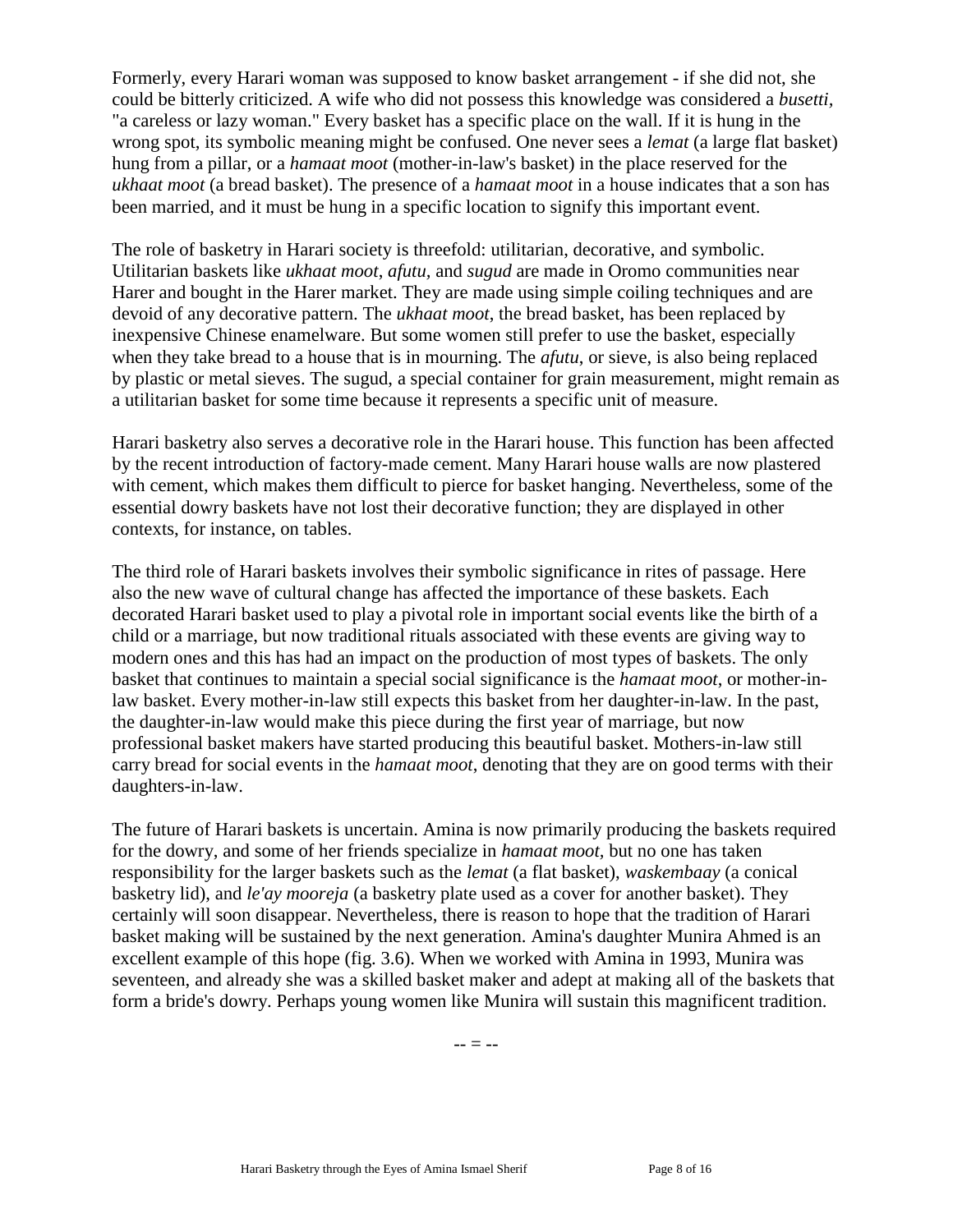Formerly, every Harari woman was supposed to know basket arrangement - if she did not, she could be bitterly criticized. A wife who did not possess this knowledge was considered a *busetti*, "a careless or lazy woman." Every basket has a specific place on the wall. If it is hung in the wrong spot, its symbolic meaning might be confused. One never sees a *lemat* (a large flat basket) hung from a pillar, or a *hamaat moot* (mother-in-law's basket) in the place reserved for the *ukhaat moot* (a bread basket). The presence of a *hamaat moot* in a house indicates that a son has been married, and it must be hung in a specific location to signify this important event.

The role of basketry in Harari society is threefold: utilitarian, decorative, and symbolic. Utilitarian baskets like *ukhaat moot*, *afutu*, and *sugud* are made in Oromo communities near Harer and bought in the Harer market. They are made using simple coiling techniques and are devoid of any decorative pattern. The *ukhaat moot*, the bread basket, has been replaced by inexpensive Chinese enamelware. But some women still prefer to use the basket, especially when they take bread to a house that is in mourning. The *afutu*, or sieve, is also being replaced by plastic or metal sieves. The sugud, a special container for grain measurement, might remain as a utilitarian basket for some time because it represents a specific unit of measure.

Harari basketry also serves a decorative role in the Harari house. This function has been affected by the recent introduction of factory-made cement. Many Harari house walls are now plastered with cement, which makes them difficult to pierce for basket hanging. Nevertheless, some of the essential dowry baskets have not lost their decorative function; they are displayed in other contexts, for instance, on tables.

The third role of Harari baskets involves their symbolic significance in rites of passage. Here also the new wave of cultural change has affected the importance of these baskets. Each decorated Harari basket used to play a pivotal role in important social events like the birth of a child or a marriage, but now traditional rituals associated with these events are giving way to modern ones and this has had an impact on the production of most types of baskets. The only basket that continues to maintain a special social significance is the *hamaat moot*, or mother-in-law basket. Every mother-in-law still expects this basket from her daughter-in-law. In the past, the daughter-in-law would make this piece during the first year of marriage, but now professional basket makers have started producing this beautiful basket. Mothers-in-law still carry bread for social events in the *hamaat moot*, denoting that they are on good terms with their daughters-in-law.

The future of Harari baskets is uncertain. Amina is now primarily producing the baskets required for the dowry, and some of her friends specialize in *hamaat moot*, but no one has taken responsibility for the larger baskets such as the *lemat* (a flat basket), *waskembaay* (a conical basketry lid), and *le'ay mooreja* (a basketry plate used as a cover for another basket). They certainly will soon disappear. Nevertheless, there is reason to hope that the tradition of Harari basket making will be sustained by the next generation. Amina's daughter Munira Ahmed is an excellent example of this hope (fig. 3.6). When we worked with Amina in 1993, Munira was seventeen, and already she was a skilled basket maker and adept at making all of the baskets that form a bride's dowry. Perhaps young women like Munira will sustain this magnificent tradition.

-- = --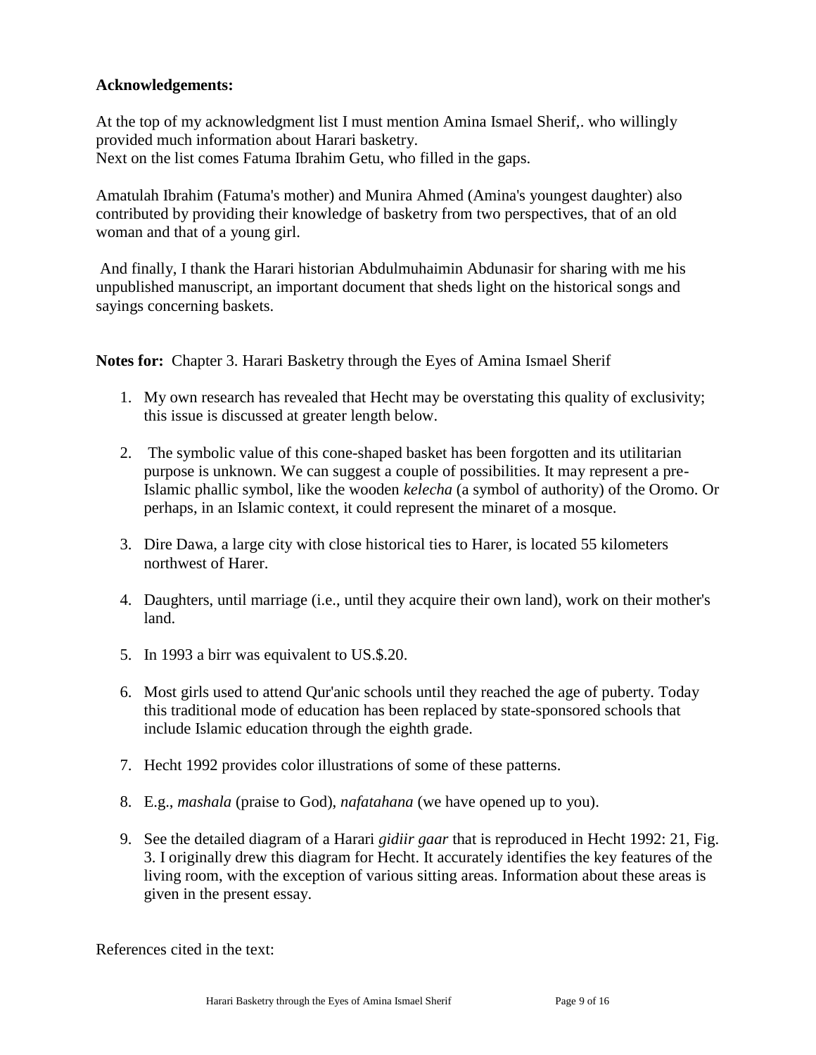**Acknowledgements:**

At the top of my acknowledgment list I must mention Amina Ismael Sherif,. who willingly provided much information about Harari basketry.
Next on the list comes Fatuma Ibrahim Getu, who filled in the gaps.

Amatulah Ibrahim (Fatuma's mother) and Munira Ahmed (Amina's youngest daughter) also contributed by providing their knowledge of basketry from two perspectives, that of an old woman and that of a young girl.

And finally, I thank the Harari historian Abdulmuhaimin Abdunasir for sharing with me his unpublished manuscript, an important document that sheds light on the historical songs and sayings concerning baskets.

**Notes for:** Chapter 3. Harari Basketry through the Eyes of Amina Ismael Sherif

1. My own research has revealed that Hecht may be overstating this quality of exclusivity; this issue is discussed at greater length below.

2. The symbolic value of this cone-shaped basket has been forgotten and its utilitarian purpose is unknown. We can suggest a couple of possibilities. It may represent a pre-Islamic phallic symbol, like the wooden *kelecha* (a symbol of authority) of the Oromo. Or perhaps, in an Islamic context, it could represent the minaret of a mosque.

3. Dire Dawa, a large city with close historical ties to Harer, is located 55 kilometers northwest of Harer.

4. Daughters, until marriage (i.e., until they acquire their own land), work on their mother's land.

5. In 1993 a birr was equivalent to US.$.20.

6. Most girls used to attend Qur'anic schools until they reached the age of puberty. Today this traditional mode of education has been replaced by state-sponsored schools that include Islamic education through the eighth grade.

7. Hecht 1992 provides color illustrations of some of these patterns.

8. E.g., *mashala* (praise to God), *nafatahana* (we have opened up to you).

9. See the detailed diagram of a Harari *gidiir gaar* that is reproduced in Hecht 1992: 21, Fig. 3. I originally drew this diagram for Hecht. It accurately identifies the key features of the living room, with the exception of various sitting areas. Information about these areas is given in the present essay.

References cited in the text: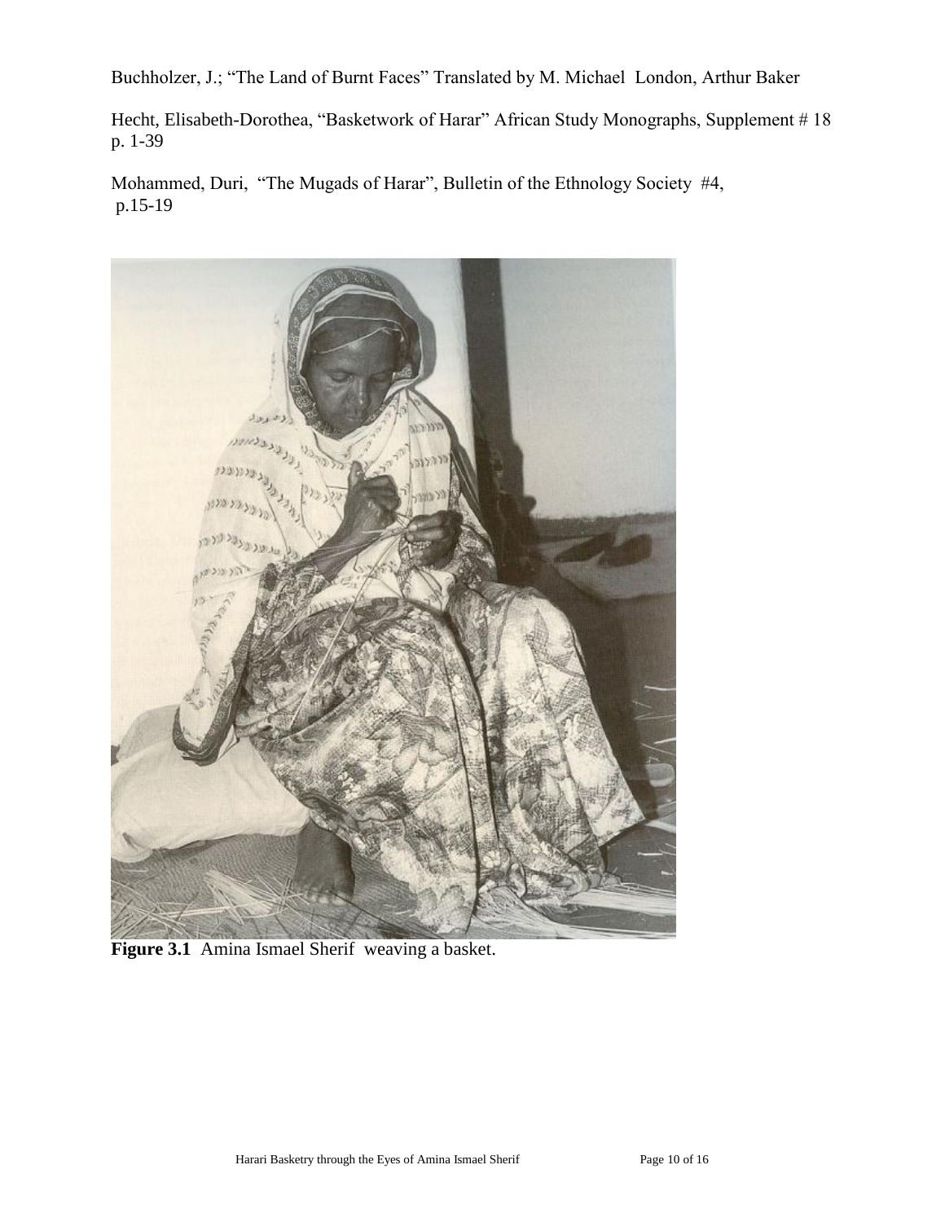Buchholzer, J.; "The Land of Burnt Faces" Translated by M. Michael London, Arthur Baker

Hecht, Elisabeth-Dorothea, "Basketwork of Harar" African Study Monographs, Supplement # 18 p. 1-39

Mohammed, Duri, "The Mugads of Harar", Bulletin of the Ethnology Society #4, p.15-19

**Figure 3.1** Amina Ismael Sherif weaving a basket.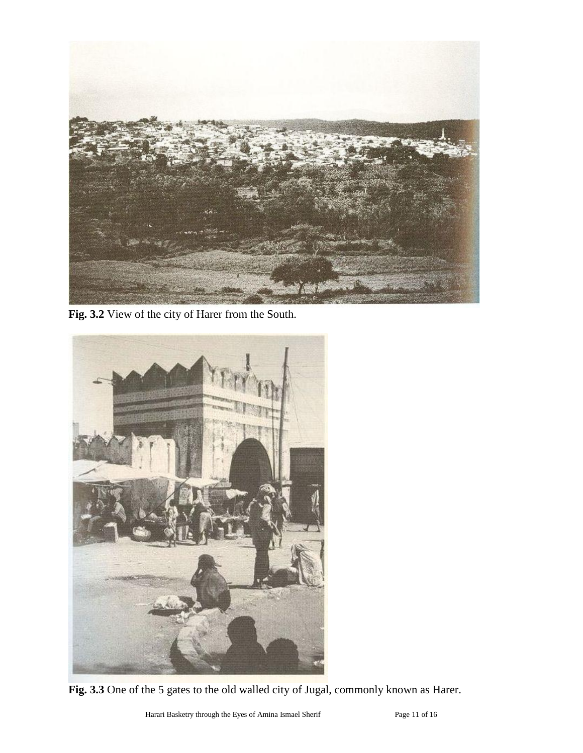**Fig. 3.2** View of the city of Harer from the South.

**Fig. 3.3** One of the 5 gates to the old walled city of Jugal, commonly known as Harer.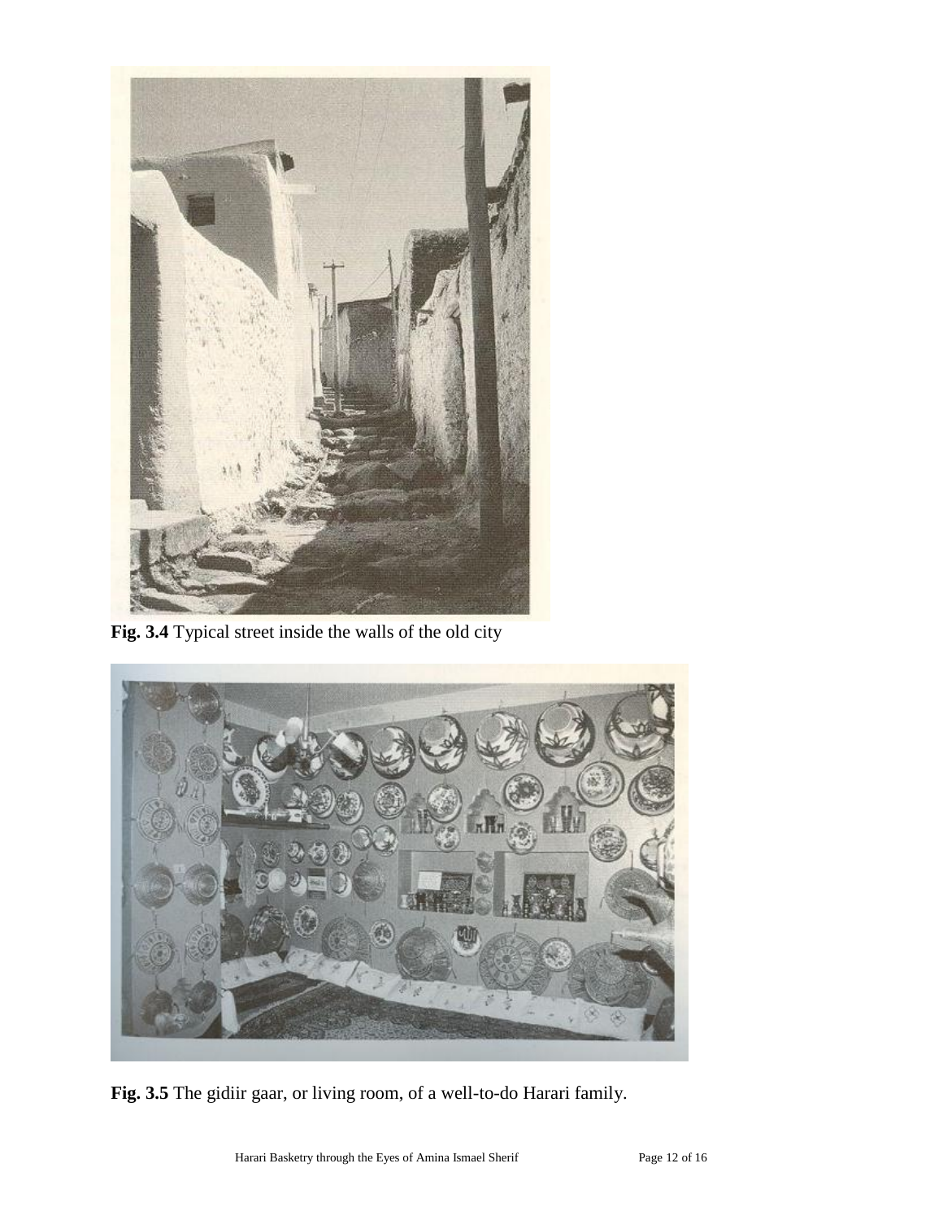**Fig. 3.4** Typical street inside the walls of the old city

**Fig. 3.5** The gidiir gaar, or living room, of a well-to-do Harari family.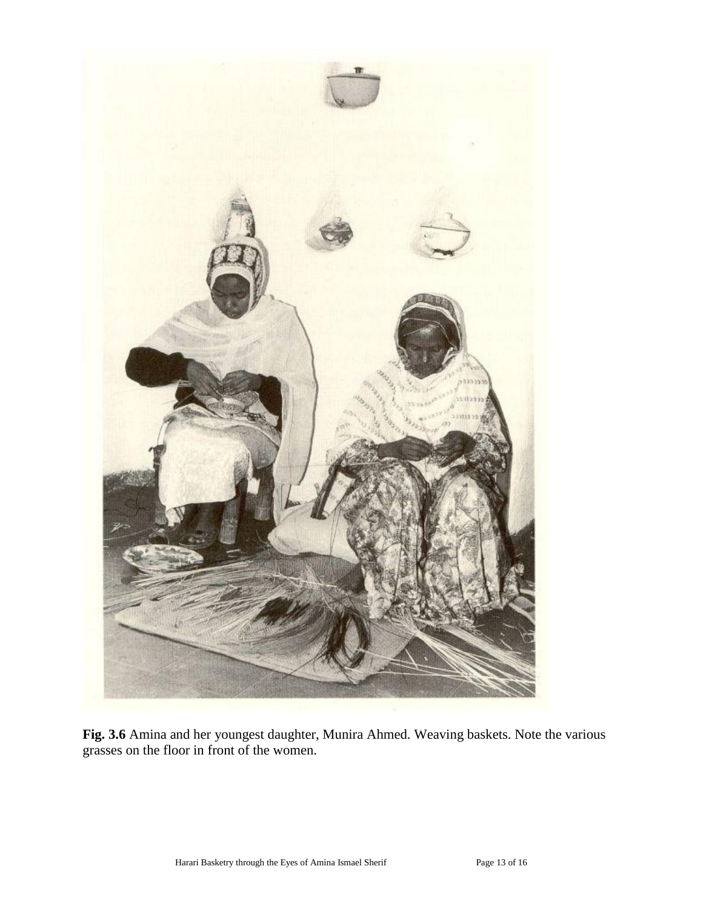**Fig. 3.6** Amina and her youngest daughter, Munira Ahmed. Weaving baskets. Note the various grasses on the floor in front of the women.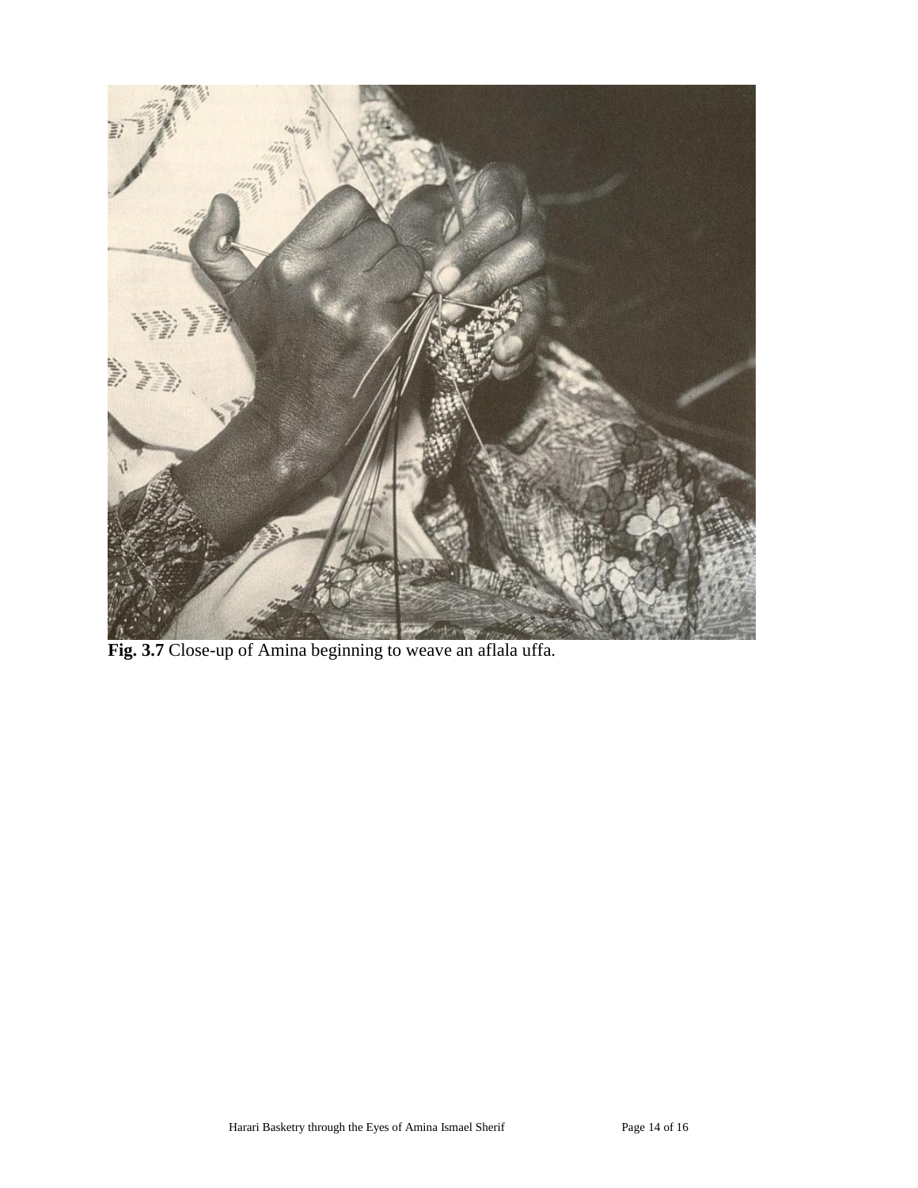**Fig. 3.7** Close-up of Amina beginning to weave an aflala uffa.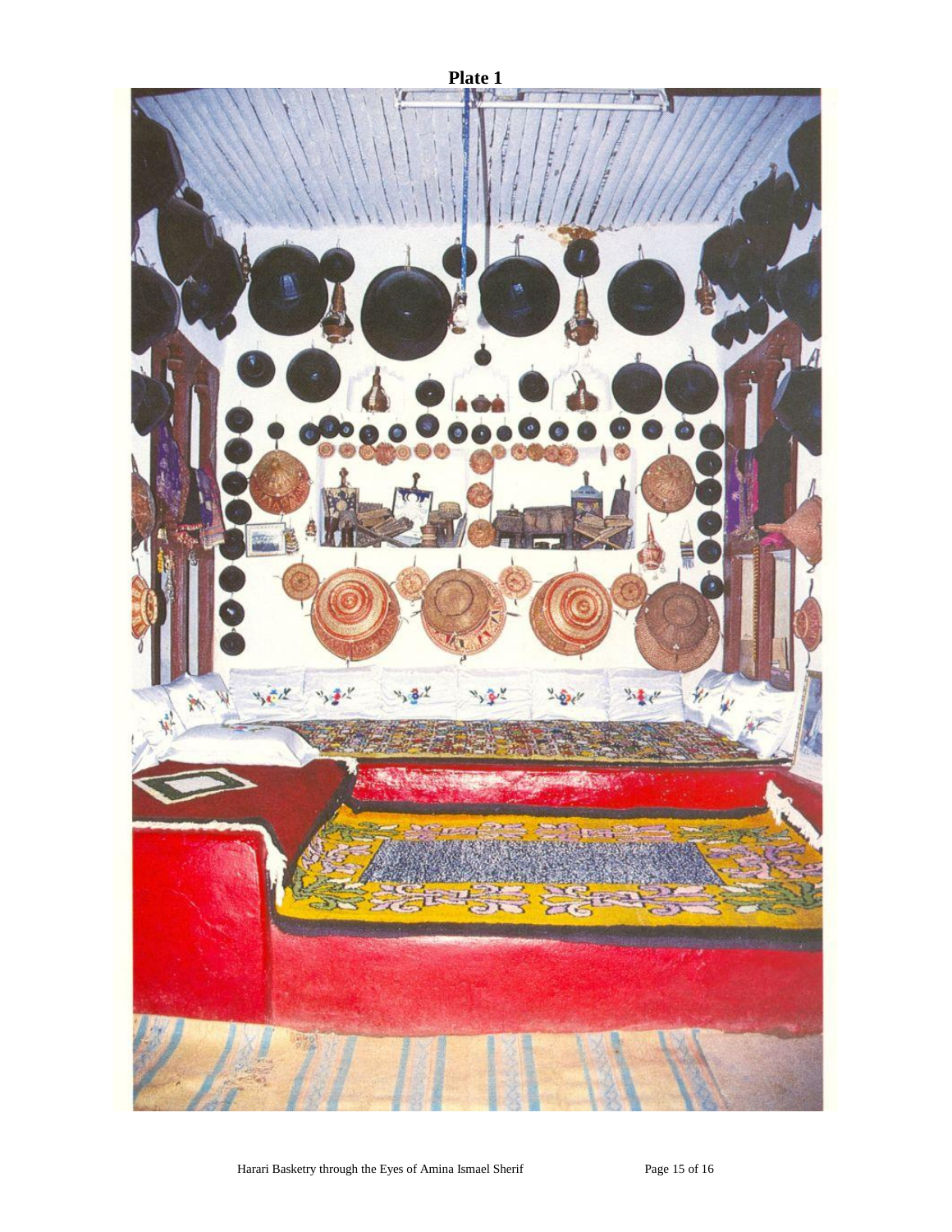**Plate 1**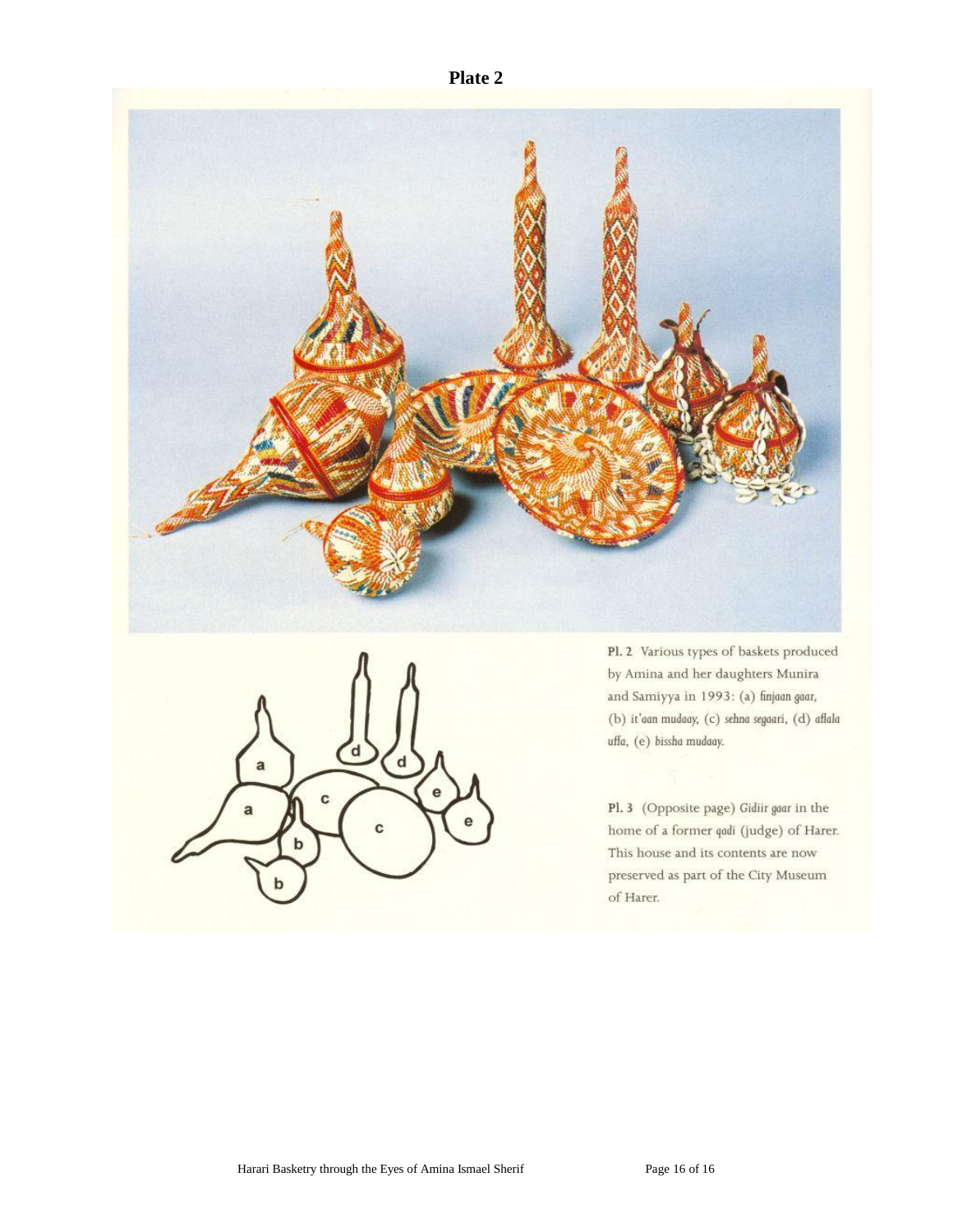# Plate 2

Pl. 2 Various types of baskets produced by Amina and her daughters Munira and Samiyya in 1993: (a) *finjaan gaar*, (b) *it'aan mudaay*, (c) *sehna segaari*, (d) *aflala uffa*, (e) *bissha mudaay*.

Pl. 3 (Opposite page) *Gidiir gaar* in the home of a former *qadi* (judge) of Harer. This house and its contents are now preserved as part of the City Museum of Harer.